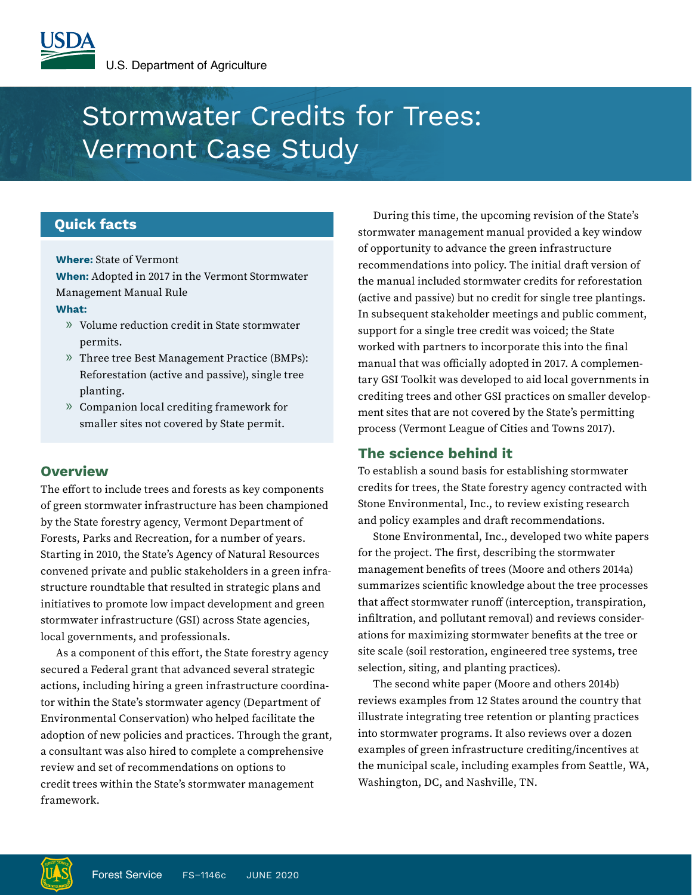# Stormwater Credits for Trees: Vermont Case Study

## Quick facts

**Where:** State of Vermont

**When:** Adopted in 2017 in the Vermont Stormwater Management Manual Rule

**What:**

- Volume reduction credit in State stormwater permits.
- Three tree Best Management Practice (BMPs): Reforestation (active and passive), single tree planting.
- Companion local crediting framework for smaller sites not covered by State permit.

## Overview

The effort to include trees and forests as key components of green stormwater infrastructure has been championed by the State forestry agency, Vermont Department of Forests, Parks and Recreation, for a number of years. Starting in 2010, the State's Agency of Natural Resources convened private and public stakeholders in a green infrastructure roundtable that resulted in strategic plans and initiatives to promote low impact development and green stormwater infrastructure (GSI) across State agencies, local governments, and professionals.

As a component of this effort, the State forestry agency secured a Federal grant that advanced several strategic actions, including hiring a green infrastructure coordinator within the State's stormwater agency (Department of Environmental Conservation) who helped facilitate the adoption of new policies and practices. Through the grant, a consultant was also hired to complete a comprehensive review and set of recommendations on options to credit trees within the State's stormwater management framework.

During this time, the upcoming revision of the State's stormwater management manual provided a key window of opportunity to advance the green infrastructure recommendations into policy. The initial draft version of the manual included stormwater credits for reforestation (active and passive) but no credit for single tree plantings. In subsequent stakeholder meetings and public comment, support for a single tree credit was voiced; the State worked with partners to incorporate this into the final manual that was officially adopted in 2017. A complementary GSI Toolkit was developed to aid local governments in crediting trees and other GSI practices on smaller development sites that are not covered by the State's permitting process (Vermont League of Cities and Towns 2017).

## The science behind it

To establish a sound basis for establishing stormwater credits for trees, the State forestry agency contracted with Stone Environmental, Inc., to review existing research and policy examples and draft recommendations.

Stone Environmental, Inc., developed two white papers for the project. The first, describing the stormwater management benefits of trees (Moore and others 2014a) summarizes scientific knowledge about the tree processes that affect stormwater runoff (interception, transpiration, infiltration, and pollutant removal) and reviews considerations for maximizing stormwater benefits at the tree or site scale (soil restoration, engineered tree systems, tree selection, siting, and planting practices).

The second white paper (Moore and others 2014b) reviews examples from 12 States around the country that illustrate integrating tree retention or planting practices into stormwater programs. It also reviews over a dozen examples of green infrastructure crediting/incentives at the municipal scale, including examples from Seattle, WA, Washington, DC, and Nashville, TN.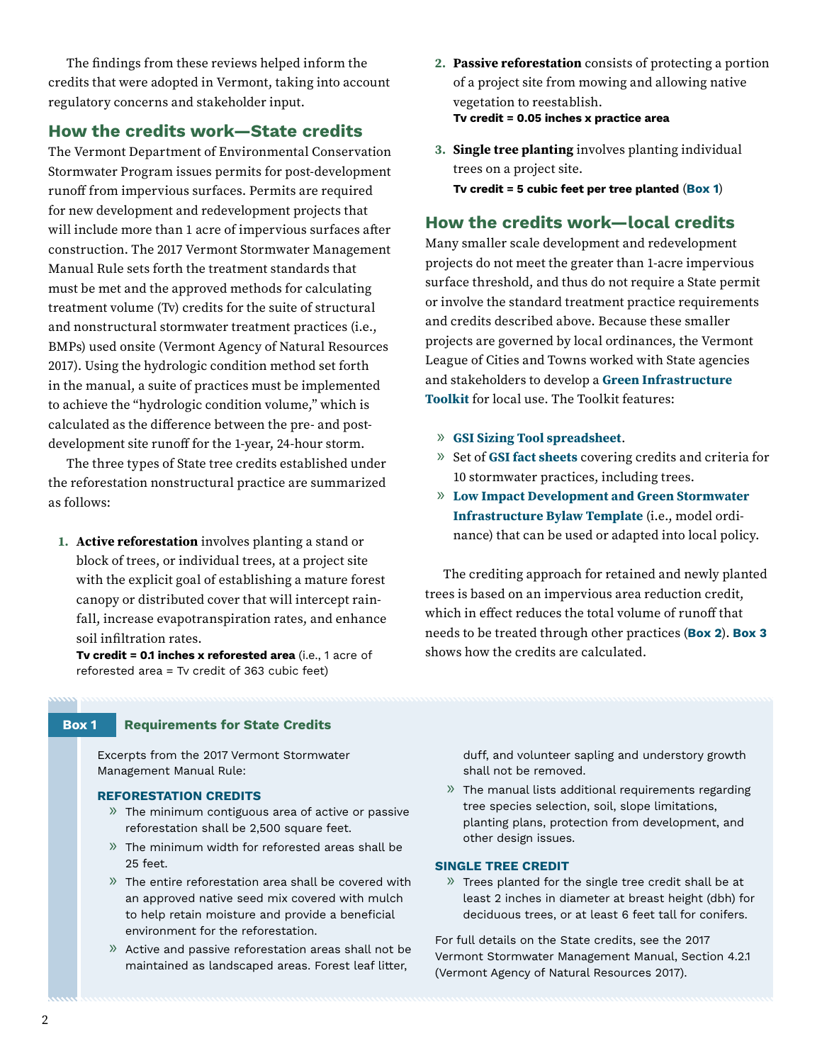The findings from these reviews helped inform the credits that were adopted in Vermont, taking into account regulatory concerns and stakeholder input.

## How the credits work—State credits

The Vermont Department of Environmental Conservation Stormwater Program issues permits for post-development runoff from impervious surfaces. Permits are required for new development and redevelopment projects that will include more than 1 acre of impervious surfaces after construction. The 2017 Vermont Stormwater Management Manual Rule sets forth the treatment standards that must be met and the approved methods for calculating treatment volume (Tv) credits for the suite of structural and nonstructural stormwater treatment practices (i.e., BMPs) used onsite (Vermont Agency of Natural Resources 2017). Using the hydrologic condition method set forth in the manual, a suite of practices must be implemented to achieve the "hydrologic condition volume," which is calculated as the difference between the pre- and post-development site runoff for the 1-year, 24-hour storm.

The three types of State tree credits established under the reforestation nonstructural practice are summarized as follows:

1. **Active reforestation** involves planting a stand or block of trees, or individual trees, at a project site with the explicit goal of establishing a mature forest canopy or distributed cover that will intercept rainfall, increase evapotranspiration rates, and enhance soil infiltration rates.
   **Tv credit = 0.1 inches x reforested area** (i.e., 1 acre of reforested area = Tv credit of 363 cubic feet)
2. **Passive reforestation** consists of protecting a portion of a project site from mowing and allowing native vegetation to reestablish.
   **Tv credit = 0.05 inches x practice area**
3. **Single tree planting** involves planting individual trees on a project site.
   **Tv credit = 5 cubic feet per tree planted** (**Box 1**)

## How the credits work—local credits

Many smaller scale development and redevelopment projects do not meet the greater than 1-acre impervious surface threshold, and thus do not require a State permit or involve the standard treatment practice requirements and credits described above. Because these smaller projects are governed by local ordinances, the Vermont League of Cities and Towns worked with State agencies and stakeholders to develop a **Green Infrastructure Toolkit** for local use. The Toolkit features:

- **GSI Sizing Tool spreadsheet**.
- Set of **GSI fact sheets** covering credits and criteria for 10 stormwater practices, including trees.
- **Low Impact Development and Green Stormwater Infrastructure Bylaw Template** (i.e., model ordinance) that can be used or adapted into local policy.

The crediting approach for retained and newly planted trees is based on an impervious area reduction credit, which in effect reduces the total volume of runoff that needs to be treated through other practices (**Box 2**). **Box 3** shows how the credits are calculated.

### Box 1 Requirements for State Credits

Excerpts from the 2017 Vermont Stormwater Management Manual Rule:

**REFORESTATION CREDITS**

- The minimum contiguous area of active or passive reforestation shall be 2,500 square feet.
- The minimum width for reforested areas shall be 25 feet.
- The entire reforestation area shall be covered with an approved native seed mix covered with mulch to help retain moisture and provide a beneficial environment for the reforestation.
- Active and passive reforestation areas shall not be maintained as landscaped areas. Forest leaf litter, duff, and volunteer sapling and understory growth shall not be removed.
- The manual lists additional requirements regarding tree species selection, soil, slope limitations, planting plans, protection from development, and other design issues.

**SINGLE TREE CREDIT**

- Trees planted for the single tree credit shall be at least 2 inches in diameter at breast height (dbh) for deciduous trees, or at least 6 feet tall for conifers.

For full details on the State credits, see the 2017 Vermont Stormwater Management Manual, Section 4.2.1 (Vermont Agency of Natural Resources 2017).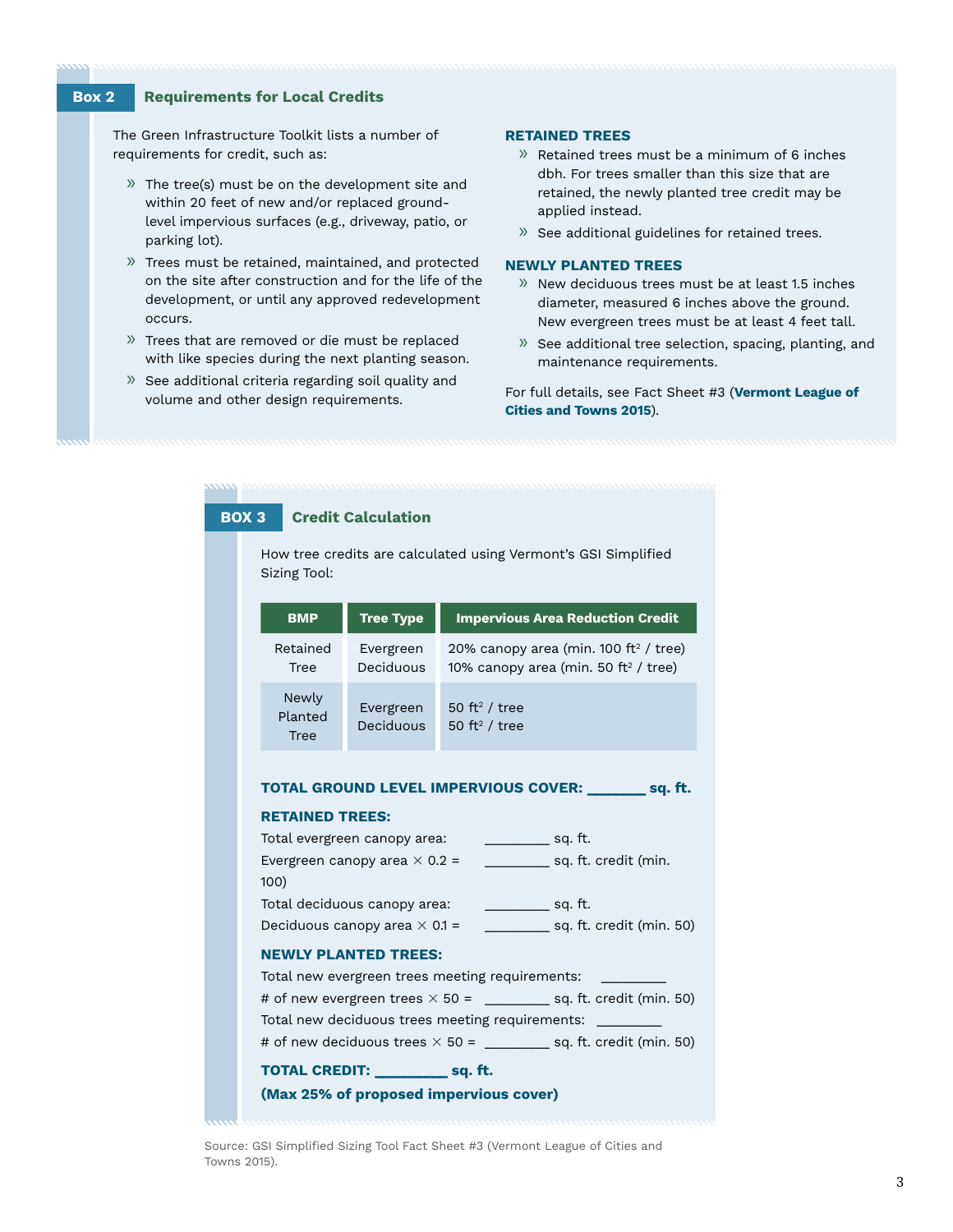## Box 2 Requirements for Local Credits

The Green Infrastructure Toolkit lists a number of requirements for credit, such as:

- The tree(s) must be on the development site and within 20 feet of new and/or replaced ground-level impervious surfaces (e.g., driveway, patio, or parking lot).
- Trees must be retained, maintained, and protected on the site after construction and for the life of the development, or until any approved redevelopment occurs.
- Trees that are removed or die must be replaced with like species during the next planting season.
- See additional criteria regarding soil quality and volume and other design requirements.

**RETAINED TREES**

- Retained trees must be a minimum of 6 inches dbh. For trees smaller than this size that are retained, the newly planted tree credit may be applied instead.
- See additional guidelines for retained trees.

**NEWLY PLANTED TREES**

- New deciduous trees must be at least 1.5 inches diameter, measured 6 inches above the ground. New evergreen trees must be at least 4 feet tall.
- See additional tree selection, spacing, planting, and maintenance requirements.

For full details, see Fact Sheet #3 (**Vermont League of Cities and Towns 2015**).

## BOX 3 Credit Calculation

How tree credits are calculated using Vermont's GSI Simplified Sizing Tool:

| BMP | Tree Type | Impervious Area Reduction Credit |
|---|---|---|
| Retained Tree | Evergreen<br>Deciduous | 20% canopy area (min. 100 ft$^2$ / tree)<br>10% canopy area (min. 50 ft$^2$ / tree) |
| Newly Planted Tree | Evergreen<br>Deciduous | 50 ft$^2$ / tree<br>50 ft$^2$ / tree |

**TOTAL GROUND LEVEL IMPERVIOUS COVER: _______ sq. ft.**

**RETAINED TREES:**

Total evergreen canopy area: _________ sq. ft.

Evergreen canopy area × 0.2 = _________ sq. ft. credit (min. 100)

Total deciduous canopy area: _________ sq. ft.

Deciduous canopy area × 0.1 = _________ sq. ft. credit (min. 50)

**NEWLY PLANTED TREES:**

Total new evergreen trees meeting requirements: _________

# of new evergreen trees × 50 = _________ sq. ft. credit (min. 50)

Total new deciduous trees meeting requirements: _________

# of new deciduous trees × 50 = _________ sq. ft. credit (min. 50)

**TOTAL CREDIT: _________ sq. ft.**

**(Max 25% of proposed impervious cover)**

Source: GSI Simplified Sizing Tool Fact Sheet #3 (Vermont League of Cities and Towns 2015).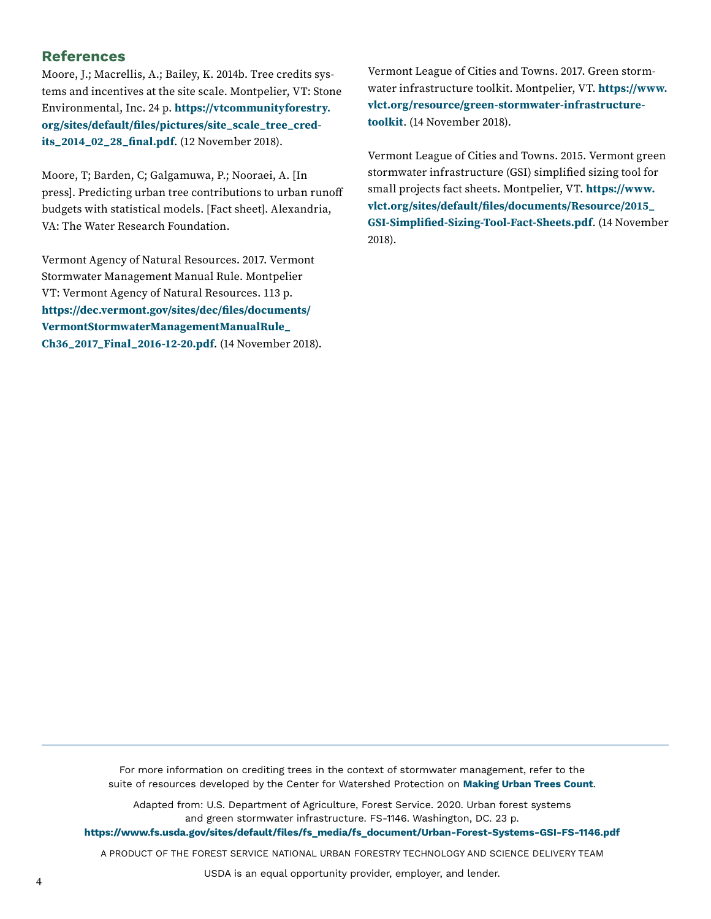## References

Moore, J.; Macrellis, A.; Bailey, K. 2014b. Tree credits systems and incentives at the site scale. Montpelier, VT: Stone Environmental, Inc. 24 p. **https://vtcommunityforestry.org/sites/default/files/pictures/site_scale_tree_credits_2014_02_28_final.pdf**. (12 November 2018).

Moore, T; Barden, C; Galgamuwa, P.; Nooraei, A. [In press]. Predicting urban tree contributions to urban runoff budgets with statistical models. [Fact sheet]. Alexandria, VA: The Water Research Foundation.

Vermont Agency of Natural Resources. 2017. Vermont Stormwater Management Manual Rule. Montpelier VT: Vermont Agency of Natural Resources. 113 p. **https://dec.vermont.gov/sites/dec/files/documents/VermontStormwaterManagementManualRule_Ch36_2017_Final_2016-12-20.pdf**. (14 November 2018).

Vermont League of Cities and Towns. 2017. Green stormwater infrastructure toolkit. Montpelier, VT. **https://www.vlct.org/resource/green-stormwater-infrastructure-toolkit**. (14 November 2018).

Vermont League of Cities and Towns. 2015. Vermont green stormwater infrastructure (GSI) simplified sizing tool for small projects fact sheets. Montpelier, VT. **https://www.vlct.org/sites/default/files/documents/Resource/2015_GSI-Simplified-Sizing-Tool-Fact-Sheets.pdf**. (14 November 2018).

---

For more information on crediting trees in the context of stormwater management, refer to the suite of resources developed by the Center for Watershed Protection on **Making Urban Trees Count**.

Adapted from: U.S. Department of Agriculture, Forest Service. 2020. Urban forest systems and green stormwater infrastructure. FS-1146. Washington, DC. 23 p. **https://www.fs.usda.gov/sites/default/files/fs_media/fs_document/Urban-Forest-Systems-GSI-FS-1146.pdf**

A PRODUCT OF THE FOREST SERVICE NATIONAL URBAN FORESTRY TECHNOLOGY AND SCIENCE DELIVERY TEAM

USDA is an equal opportunity provider, employer, and lender.